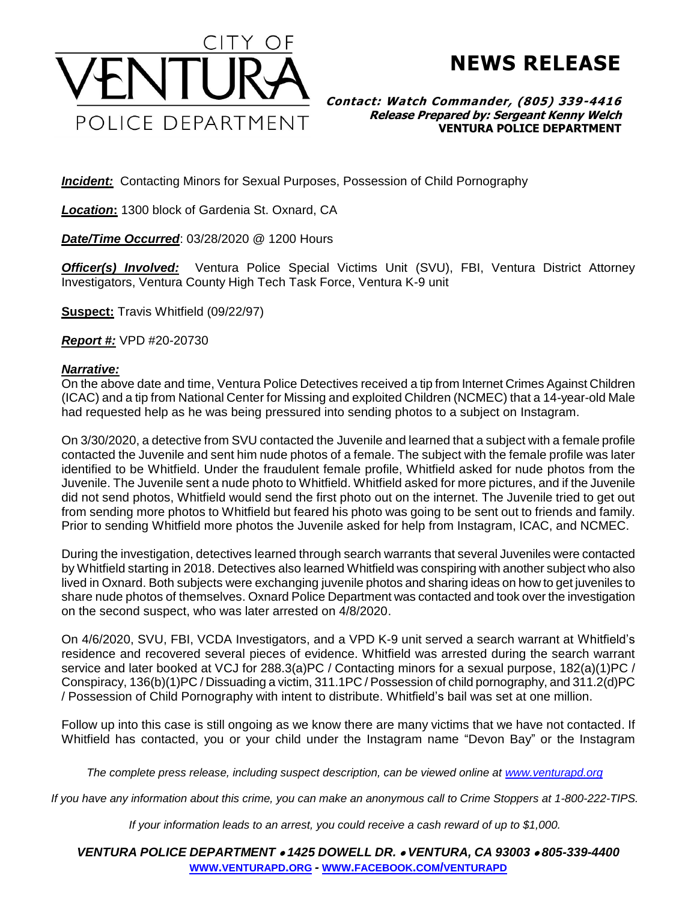CITY OF VENTURA POLICE DEPARTMENT

# NEWS RELEASE

***Contact: Watch Commander, (805) 339-4416***
***Release Prepared by: Sergeant Kenny Welch***
**VENTURA POLICE DEPARTMENT**

***Incident:*** Contacting Minors for Sexual Purposes, Possession of Child Pornography

***Location*:** 1300 block of Gardenia St. Oxnard, CA

***Date/Time Occurred***: 03/28/2020 @ 1200 Hours

***Officer(s) Involved:*** Ventura Police Special Victims Unit (SVU), FBI, Ventura District Attorney Investigators, Ventura County High Tech Task Force, Ventura K-9 unit

**Suspect:** Travis Whitfield (09/22/97)

***Report #:*** VPD #20-20730

***Narrative:***

On the above date and time, Ventura Police Detectives received a tip from Internet Crimes Against Children (ICAC) and a tip from National Center for Missing and exploited Children (NCMEC) that a 14-year-old Male had requested help as he was being pressured into sending photos to a subject on Instagram.

On 3/30/2020, a detective from SVU contacted the Juvenile and learned that a subject with a female profile contacted the Juvenile and sent him nude photos of a female. The subject with the female profile was later identified to be Whitfield. Under the fraudulent female profile, Whitfield asked for nude photos from the Juvenile. The Juvenile sent a nude photo to Whitfield. Whitfield asked for more pictures, and if the Juvenile did not send photos, Whitfield would send the first photo out on the internet. The Juvenile tried to get out from sending more photos to Whitfield but feared his photo was going to be sent out to friends and family. Prior to sending Whitfield more photos the Juvenile asked for help from Instagram, ICAC, and NCMEC.

During the investigation, detectives learned through search warrants that several Juveniles were contacted by Whitfield starting in 2018. Detectives also learned Whitfield was conspiring with another subject who also lived in Oxnard. Both subjects were exchanging juvenile photos and sharing ideas on how to get juveniles to share nude photos of themselves. Oxnard Police Department was contacted and took over the investigation on the second suspect, who was later arrested on 4/8/2020.

On 4/6/2020, SVU, FBI, VCDA Investigators, and a VPD K-9 unit served a search warrant at Whitfield's residence and recovered several pieces of evidence. Whitfield was arrested during the search warrant service and later booked at VCJ for 288.3(a)PC / Contacting minors for a sexual purpose, 182(a)(1)PC / Conspiracy, 136(b)(1)PC / Dissuading a victim, 311.1PC / Possession of child pornography, and 311.2(d)PC / Possession of Child Pornography with intent to distribute. Whitfield's bail was set at one million.

Follow up into this case is still ongoing as we know there are many victims that we have not contacted. If Whitfield has contacted, you or your child under the Instagram name "Devon Bay" or the Instagram

*The complete press release, including suspect description, can be viewed online at [www.venturapd.org](http://www.venturapd.org)*

*If you have any information about this crime, you can make an anonymous call to Crime Stoppers at 1-800-222-TIPS.*

*If your information leads to an arrest, you could receive a cash reward of up to $1,000.*

***VENTURA POLICE DEPARTMENT • 1425 DOWELL DR. • VENTURA, CA 93003 • 805-339-4400***
**[WWW.VENTURAPD.ORG](http://www.venturapd.org) - [WWW.FACEBOOK.COM/VENTURAPD](http://www.facebook.com/venturapd)**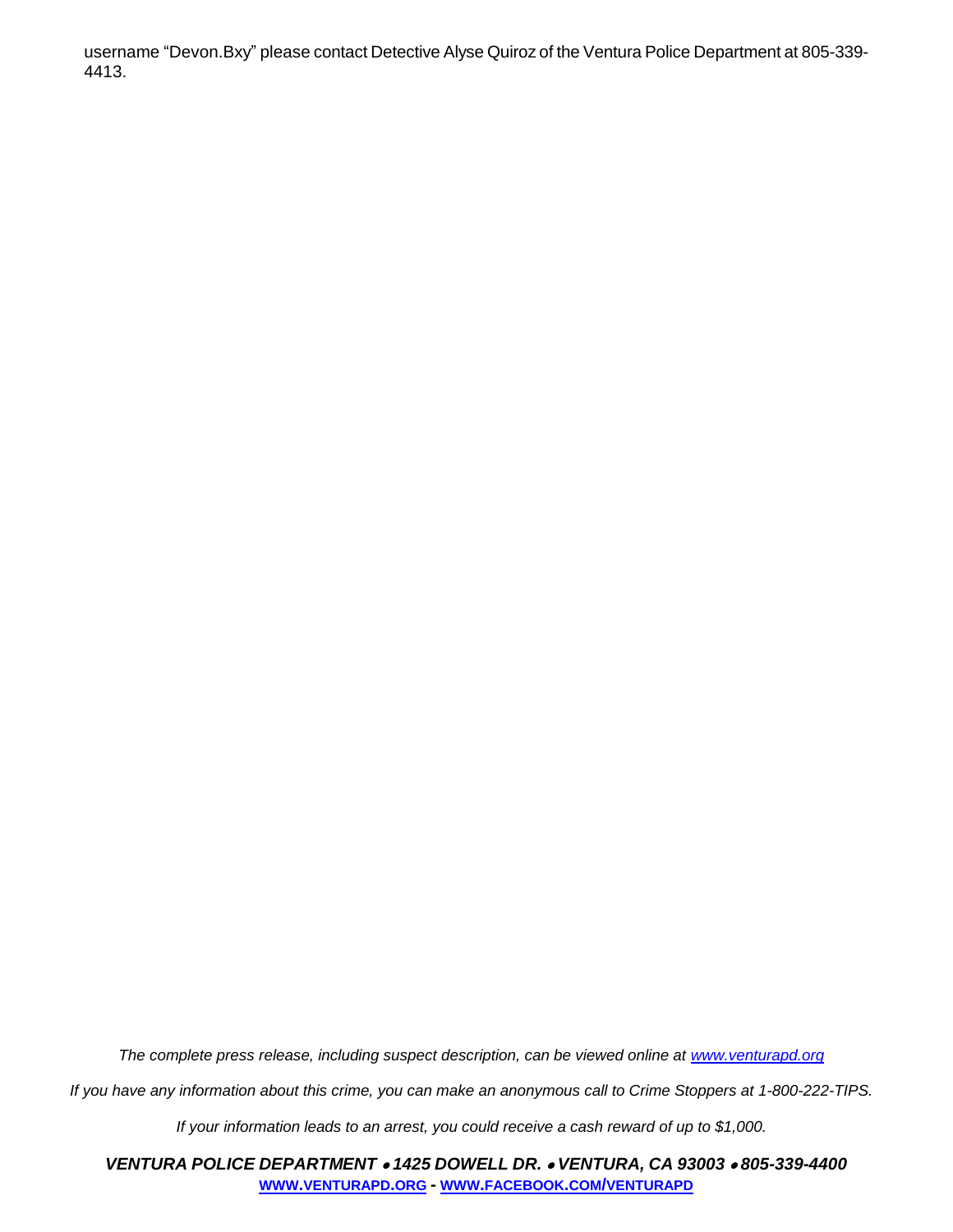username “Devon.Bxy” please contact Detective Alyse Quiroz of the Ventura Police Department at 805-339-4413.

*The complete press release, including suspect description, can be viewed online at [www.venturapd.org](http://www.venturapd.org)*

*If you have any information about this crime, you can make an anonymous call to Crime Stoppers at 1-800-222-TIPS.*

*If your information leads to an arrest, you could receive a cash reward of up to $1,000.*